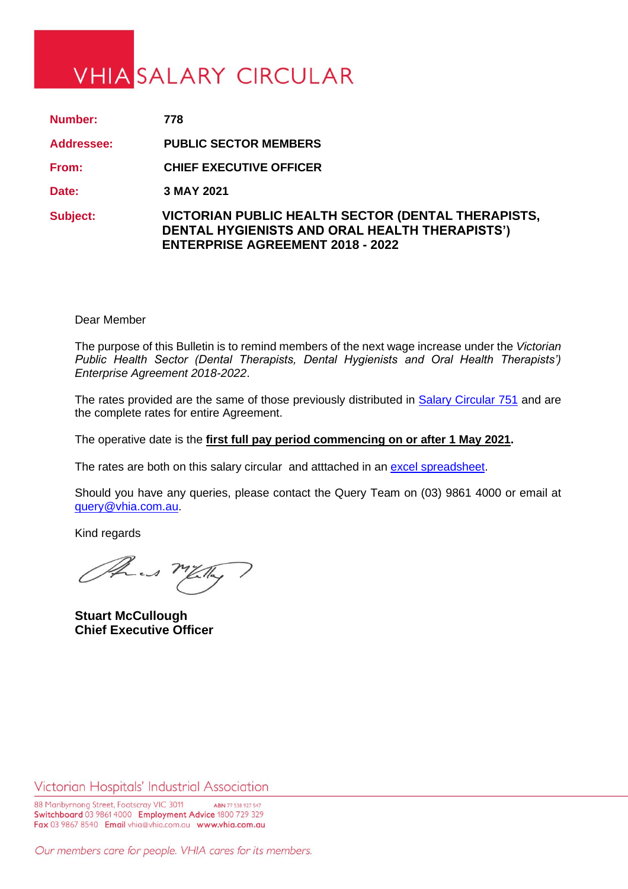# VHIA SALARY CIRCULAR

| | |
|---|---|
| **Number:** | **778** |
| **Addressee:** | **PUBLIC SECTOR MEMBERS** |
| **From:** | **CHIEF EXECUTIVE OFFICER** |
| **Date:** | **3 MAY 2021** |
| **Subject:** | **VICTORIAN PUBLIC HEALTH SECTOR (DENTAL THERAPISTS, DENTAL HYGIENISTS AND ORAL HEALTH THERAPISTS') ENTERPRISE AGREEMENT 2018 - 2022** |

Dear Member

The purpose of this Bulletin is to remind members of the next wage increase under the *Victorian Public Health Sector (Dental Therapists, Dental Hygienists and Oral Health Therapists') Enterprise Agreement 2018-2022*.

The rates provided are the same of those previously distributed in Salary Circular 751 and are the complete rates for entire Agreement.

The operative date is the **first full pay period commencing on or after 1 May 2021.**

The rates are both on this salary circular and atttached in an excel spreadsheet.

Should you have any queries, please contact the Query Team on (03) 9861 4000 or email at query@vhia.com.au.

Kind regards

**Stuart McCullough**
**Chief Executive Officer**

Victorian Hospitals' Industrial Association

88 Maribyrnong Street, Footscray VIC 3011 ABN 77 538 927 547
Switchboard 03 9861 4000 Employment Advice 1800 729 329
Fax 03 9867 8540 Email vhia@vhia.com.au www.vhia.com.au

*Our members care for people. VHIA cares for its members.*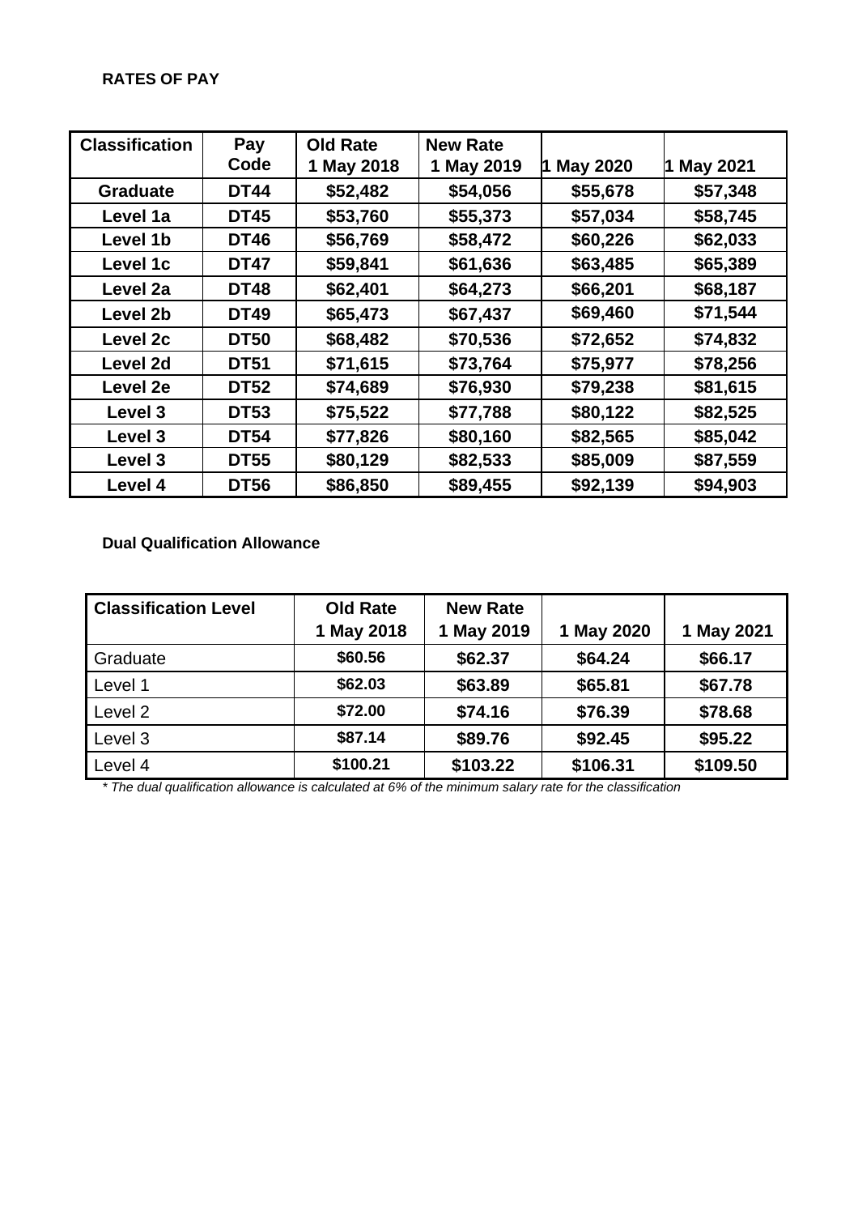**RATES OF PAY**

| Classification | Pay Code | Old Rate 1 May 2018 | New Rate 1 May 2019 | 1 May 2020 | 1 May 2021 |
|---|---|---|---|---|---|
| Graduate | DT44 | $52,482 | $54,056 | $55,678 | $57,348 |
| Level 1a | DT45 | $53,760 | $55,373 | $57,034 | $58,745 |
| Level 1b | DT46 | $56,769 | $58,472 | $60,226 | $62,033 |
| Level 1c | DT47 | $59,841 | $61,636 | $63,485 | $65,389 |
| Level 2a | DT48 | $62,401 | $64,273 | $66,201 | $68,187 |
| Level 2b | DT49 | $65,473 | $67,437 | $69,460 | $71,544 |
| Level 2c | DT50 | $68,482 | $70,536 | $72,652 | $74,832 |
| Level 2d | DT51 | $71,615 | $73,764 | $75,977 | $78,256 |
| Level 2e | DT52 | $74,689 | $76,930 | $79,238 | $81,615 |
| Level 3 | DT53 | $75,522 | $77,788 | $80,122 | $82,525 |
| Level 3 | DT54 | $77,826 | $80,160 | $82,565 | $85,042 |
| Level 3 | DT55 | $80,129 | $82,533 | $85,009 | $87,559 |
| Level 4 | DT56 | $86,850 | $89,455 | $92,139 | $94,903 |

**Dual Qualification Allowance**

| Classification Level | Old Rate 1 May 2018 | New Rate 1 May 2019 | 1 May 2020 | 1 May 2021 |
|---|---|---|---|---|
| Graduate | $60.56 | $62.37 | $64.24 | $66.17 |
| Level 1 | $62.03 | $63.89 | $65.81 | $67.78 |
| Level 2 | $72.00 | $74.16 | $76.39 | $78.68 |
| Level 3 | $87.14 | $89.76 | $92.45 | $95.22 |
| Level 4 | $100.21 | $103.22 | $106.31 | $109.50 |

*\* The dual qualification allowance is calculated at 6% of the minimum salary rate for the classification*